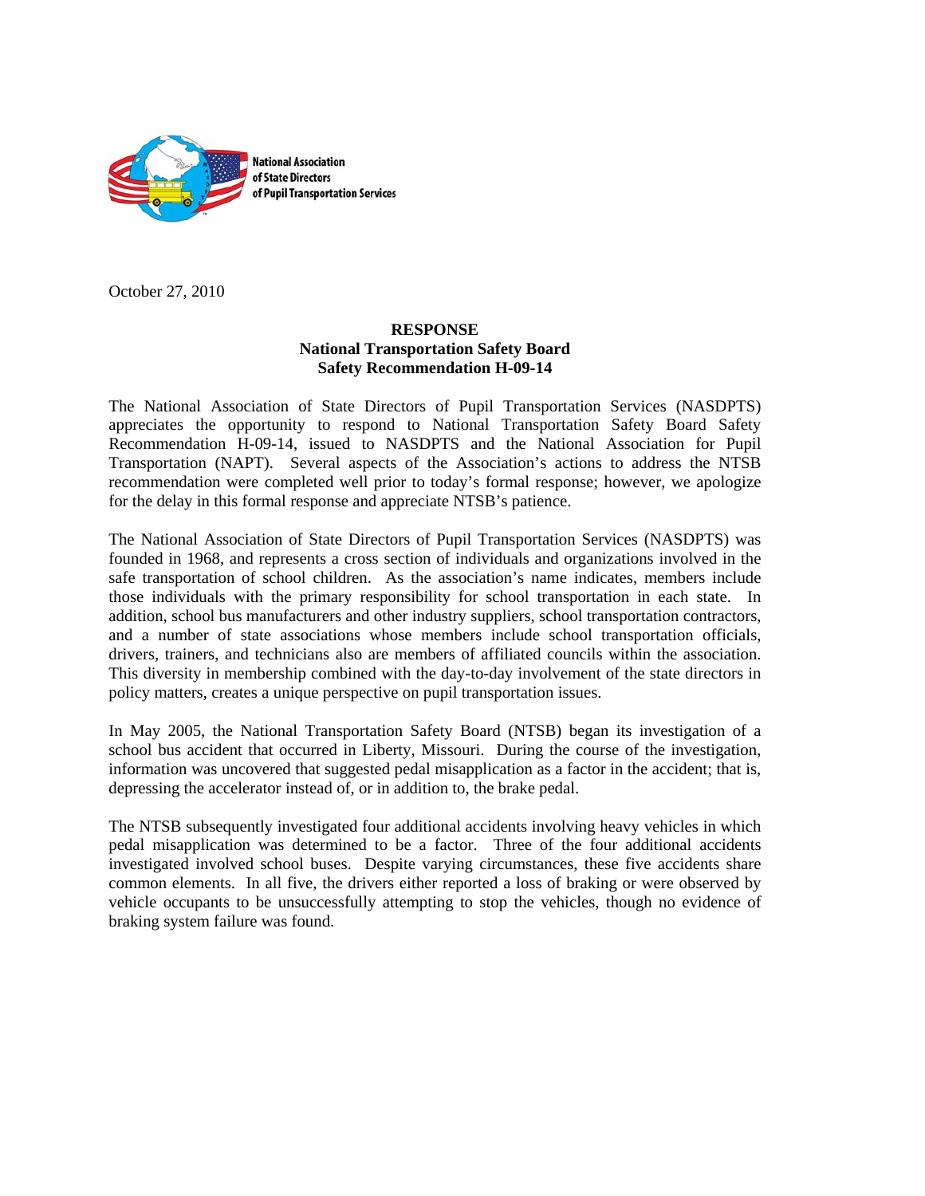National Association of State Directors of Pupil Transportation Services

October 27, 2010

**RESPONSE**
**National Transportation Safety Board**
**Safety Recommendation H-09-14**

The National Association of State Directors of Pupil Transportation Services (NASDPTS) appreciates the opportunity to respond to National Transportation Safety Board Safety Recommendation H-09-14, issued to NASDPTS and the National Association for Pupil Transportation (NAPT). Several aspects of the Association's actions to address the NTSB recommendation were completed well prior to today's formal response; however, we apologize for the delay in this formal response and appreciate NTSB's patience.

The National Association of State Directors of Pupil Transportation Services (NASDPTS) was founded in 1968, and represents a cross section of individuals and organizations involved in the safe transportation of school children. As the association's name indicates, members include those individuals with the primary responsibility for school transportation in each state. In addition, school bus manufacturers and other industry suppliers, school transportation contractors, and a number of state associations whose members include school transportation officials, drivers, trainers, and technicians also are members of affiliated councils within the association. This diversity in membership combined with the day-to-day involvement of the state directors in policy matters, creates a unique perspective on pupil transportation issues.

In May 2005, the National Transportation Safety Board (NTSB) began its investigation of a school bus accident that occurred in Liberty, Missouri. During the course of the investigation, information was uncovered that suggested pedal misapplication as a factor in the accident; that is, depressing the accelerator instead of, or in addition to, the brake pedal.

The NTSB subsequently investigated four additional accidents involving heavy vehicles in which pedal misapplication was determined to be a factor. Three of the four additional accidents investigated involved school buses. Despite varying circumstances, these five accidents share common elements. In all five, the drivers either reported a loss of braking or were observed by vehicle occupants to be unsuccessfully attempting to stop the vehicles, though no evidence of braking system failure was found.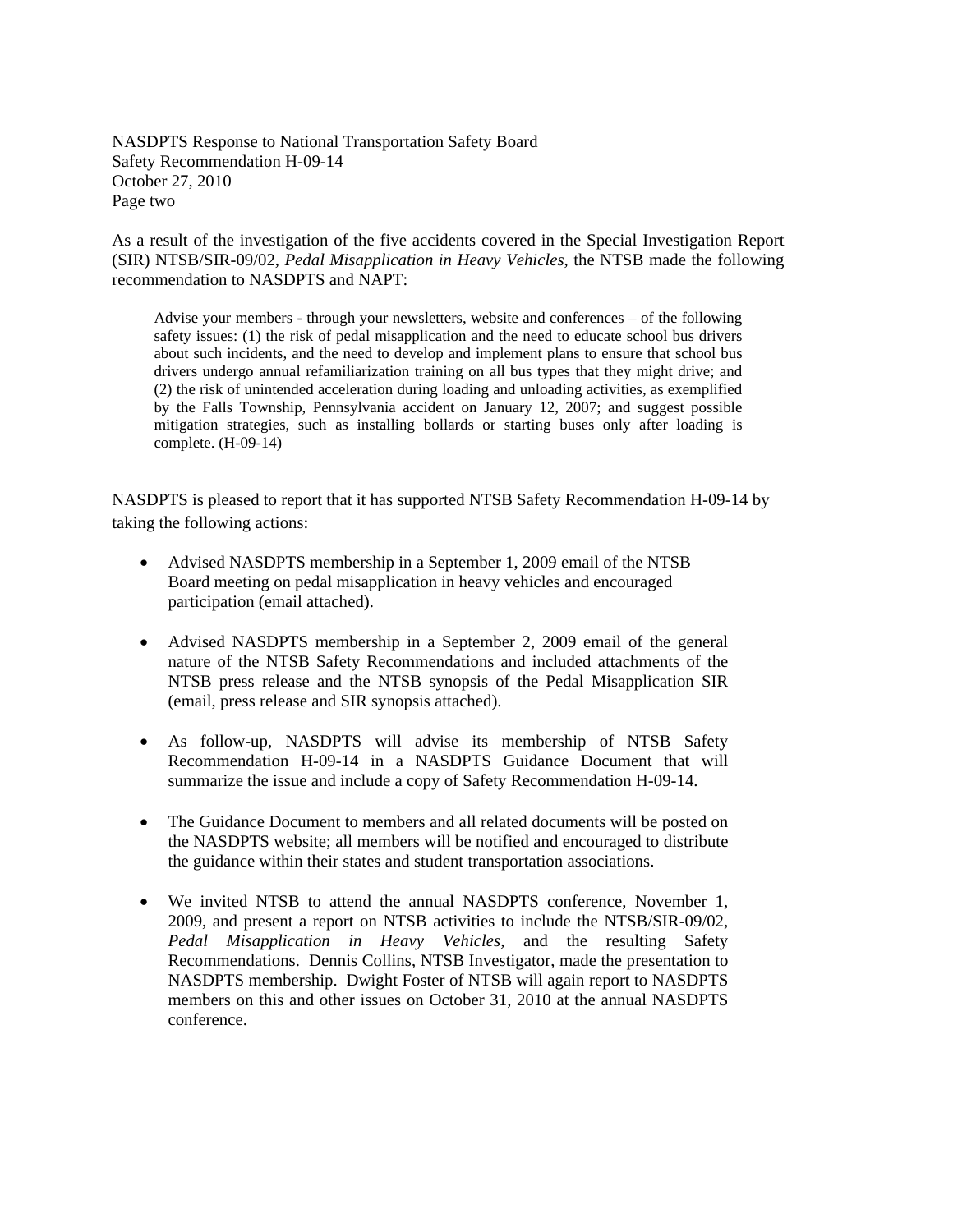As a result of the investigation of the five accidents covered in the Special Investigation Report (SIR) NTSB/SIR-09/02, *Pedal Misapplication in Heavy Vehicles*, the NTSB made the following recommendation to NASDPTS and NAPT:

> Advise your members - through your newsletters, website and conferences – of the following safety issues: (1) the risk of pedal misapplication and the need to educate school bus drivers about such incidents, and the need to develop and implement plans to ensure that school bus drivers undergo annual refamiliarization training on all bus types that they might drive; and (2) the risk of unintended acceleration during loading and unloading activities, as exemplified by the Falls Township, Pennsylvania accident on January 12, 2007; and suggest possible mitigation strategies, such as installing bollards or starting buses only after loading is complete. (H-09-14)

NASDPTS is pleased to report that it has supported NTSB Safety Recommendation H-09-14 by taking the following actions:

- Advised NASDPTS membership in a September 1, 2009 email of the NTSB Board meeting on pedal misapplication in heavy vehicles and encouraged participation (email attached).
- Advised NASDPTS membership in a September 2, 2009 email of the general nature of the NTSB Safety Recommendations and included attachments of the NTSB press release and the NTSB synopsis of the Pedal Misapplication SIR (email, press release and SIR synopsis attached).
- As follow-up, NASDPTS will advise its membership of NTSB Safety Recommendation H-09-14 in a NASDPTS Guidance Document that will summarize the issue and include a copy of Safety Recommendation H-09-14.
- The Guidance Document to members and all related documents will be posted on the NASDPTS website; all members will be notified and encouraged to distribute the guidance within their states and student transportation associations.
- We invited NTSB to attend the annual NASDPTS conference, November 1, 2009, and present a report on NTSB activities to include the NTSB/SIR-09/02, *Pedal Misapplication in Heavy Vehicles,* and the resulting Safety Recommendations. Dennis Collins, NTSB Investigator, made the presentation to NASDPTS membership. Dwight Foster of NTSB will again report to NASDPTS members on this and other issues on October 31, 2010 at the annual NASDPTS conference.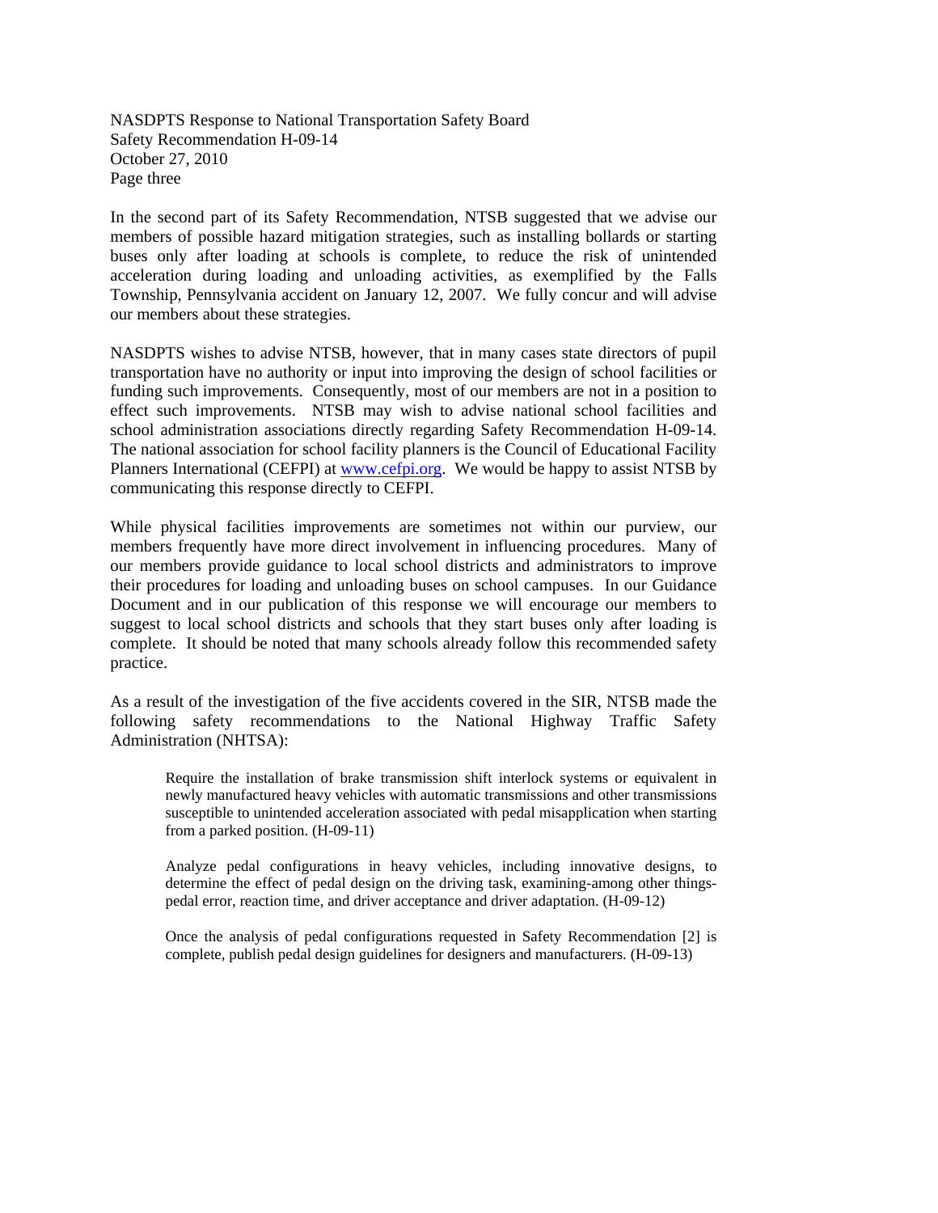In the second part of its Safety Recommendation, NTSB suggested that we advise our members of possible hazard mitigation strategies, such as installing bollards or starting buses only after loading at schools is complete, to reduce the risk of unintended acceleration during loading and unloading activities, as exemplified by the Falls Township, Pennsylvania accident on January 12, 2007. We fully concur and will advise our members about these strategies.

NASDPTS wishes to advise NTSB, however, that in many cases state directors of pupil transportation have no authority or input into improving the design of school facilities or funding such improvements. Consequently, most of our members are not in a position to effect such improvements. NTSB may wish to advise national school facilities and school administration associations directly regarding Safety Recommendation H-09-14. The national association for school facility planners is the Council of Educational Facility Planners International (CEFPI) at www.cefpi.org. We would be happy to assist NTSB by communicating this response directly to CEFPI.

While physical facilities improvements are sometimes not within our purview, our members frequently have more direct involvement in influencing procedures. Many of our members provide guidance to local school districts and administrators to improve their procedures for loading and unloading buses on school campuses. In our Guidance Document and in our publication of this response we will encourage our members to suggest to local school districts and schools that they start buses only after loading is complete. It should be noted that many schools already follow this recommended safety practice.

As a result of the investigation of the five accidents covered in the SIR, NTSB made the following safety recommendations to the National Highway Traffic Safety Administration (NHTSA):

> Require the installation of brake transmission shift interlock systems or equivalent in newly manufactured heavy vehicles with automatic transmissions and other transmissions susceptible to unintended acceleration associated with pedal misapplication when starting from a parked position. (H-09-11)
>
> Analyze pedal configurations in heavy vehicles, including innovative designs, to determine the effect of pedal design on the driving task, examining-among other things-pedal error, reaction time, and driver acceptance and driver adaptation. (H-09-12)
>
> Once the analysis of pedal configurations requested in Safety Recommendation [2] is complete, publish pedal design guidelines for designers and manufacturers. (H-09-13)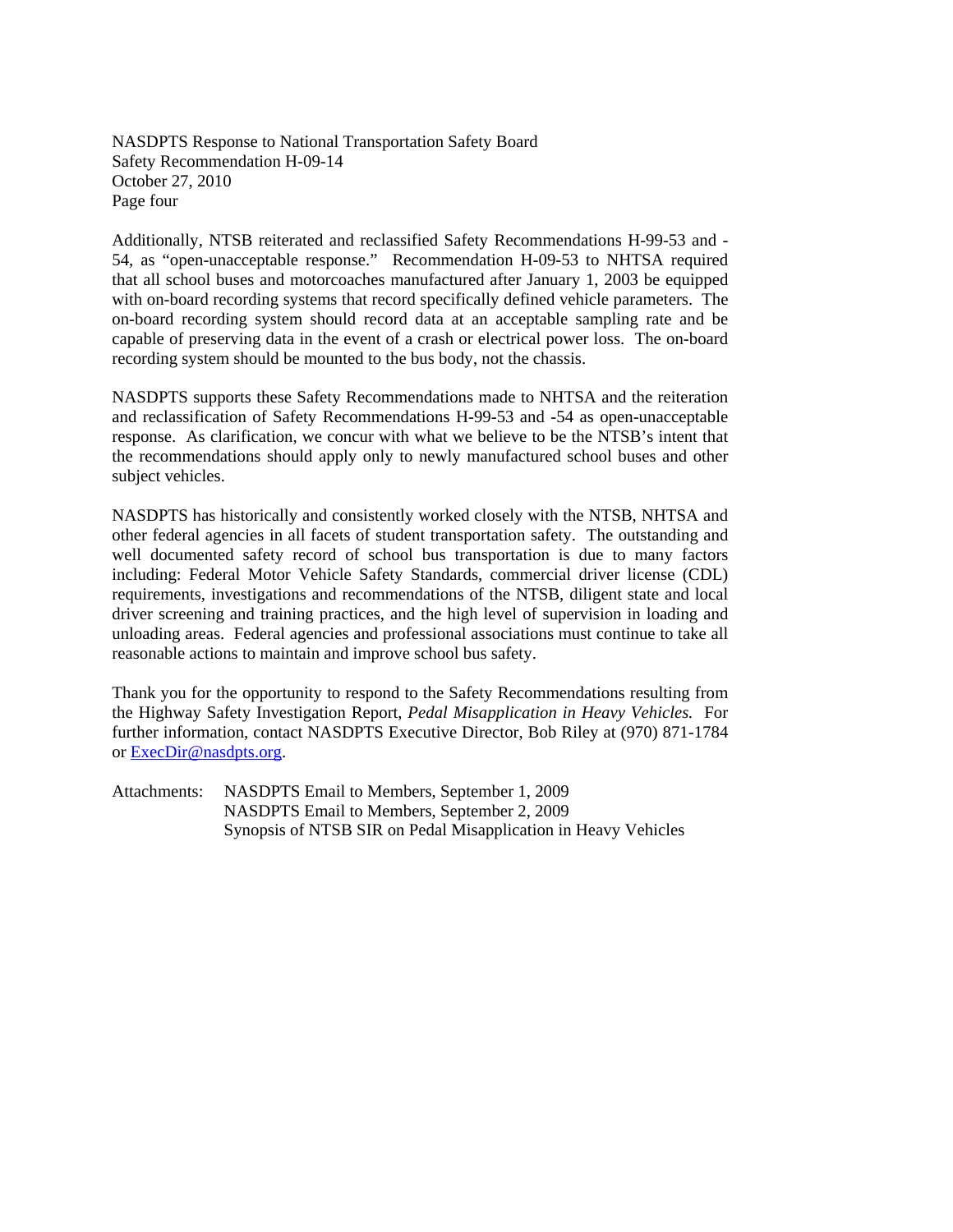Additionally, NTSB reiterated and reclassified Safety Recommendations H-99-53 and -54, as "open-unacceptable response." Recommendation H-09-53 to NHTSA required that all school buses and motorcoaches manufactured after January 1, 2003 be equipped with on-board recording systems that record specifically defined vehicle parameters. The on-board recording system should record data at an acceptable sampling rate and be capable of preserving data in the event of a crash or electrical power loss. The on-board recording system should be mounted to the bus body, not the chassis.

NASDPTS supports these Safety Recommendations made to NHTSA and the reiteration and reclassification of Safety Recommendations H-99-53 and -54 as open-unacceptable response. As clarification, we concur with what we believe to be the NTSB's intent that the recommendations should apply only to newly manufactured school buses and other subject vehicles.

NASDPTS has historically and consistently worked closely with the NTSB, NHTSA and other federal agencies in all facets of student transportation safety. The outstanding and well documented safety record of school bus transportation is due to many factors including: Federal Motor Vehicle Safety Standards, commercial driver license (CDL) requirements, investigations and recommendations of the NTSB, diligent state and local driver screening and training practices, and the high level of supervision in loading and unloading areas. Federal agencies and professional associations must continue to take all reasonable actions to maintain and improve school bus safety.

Thank you for the opportunity to respond to the Safety Recommendations resulting from the Highway Safety Investigation Report, *Pedal Misapplication in Heavy Vehicles.* For further information, contact NASDPTS Executive Director, Bob Riley at (970) 871-1784 or ExecDir@nasdpts.org.

Attachments: NASDPTS Email to Members, September 1, 2009
NASDPTS Email to Members, September 2, 2009
Synopsis of NTSB SIR on Pedal Misapplication in Heavy Vehicles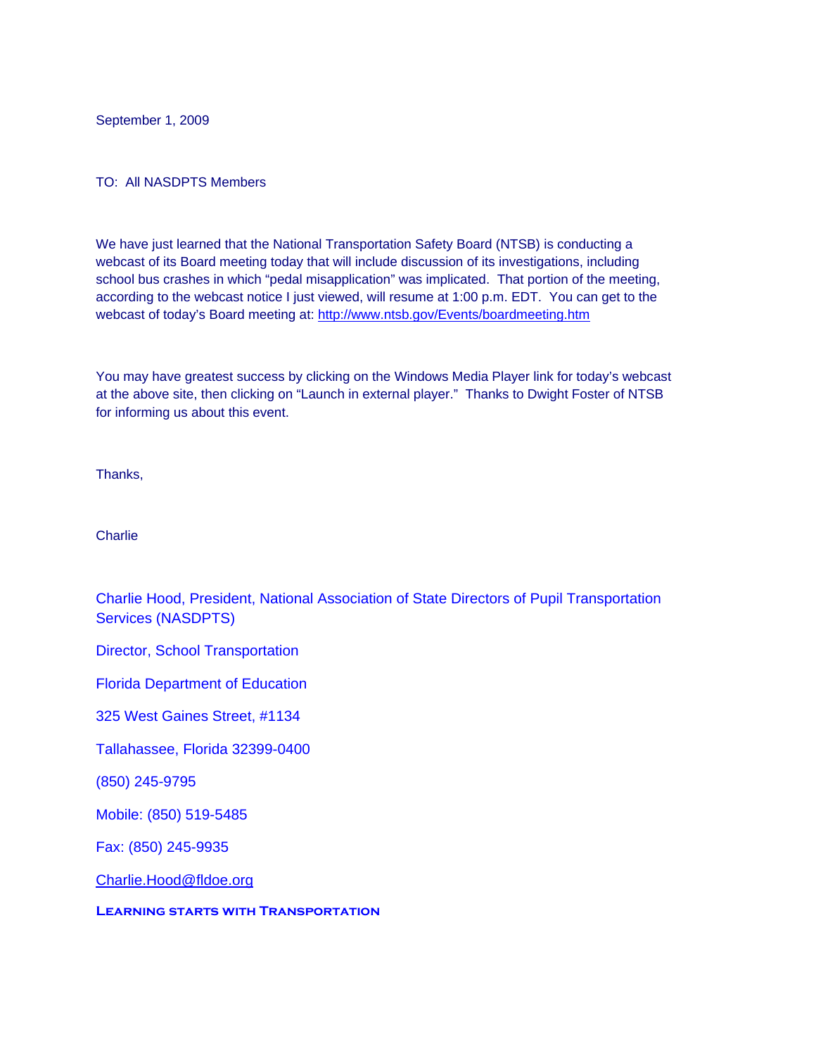September 1, 2009

TO: All NASDPTS Members

We have just learned that the National Transportation Safety Board (NTSB) is conducting a webcast of its Board meeting today that will include discussion of its investigations, including school bus crashes in which "pedal misapplication" was implicated. That portion of the meeting, according to the webcast notice I just viewed, will resume at 1:00 p.m. EDT. You can get to the webcast of today's Board meeting at: http://www.ntsb.gov/Events/boardmeeting.htm

You may have greatest success by clicking on the Windows Media Player link for today's webcast at the above site, then clicking on "Launch in external player." Thanks to Dwight Foster of NTSB for informing us about this event.

Thanks,

Charlie

Charlie Hood, President, National Association of State Directors of Pupil Transportation Services (NASDPTS)

Director, School Transportation

Florida Department of Education

325 West Gaines Street, #1134

Tallahassee, Florida 32399-0400

(850) 245-9795

Mobile: (850) 519-5485

Fax: (850) 245-9935

Charlie.Hood@fldoe.org

**Learning starts with Transportation**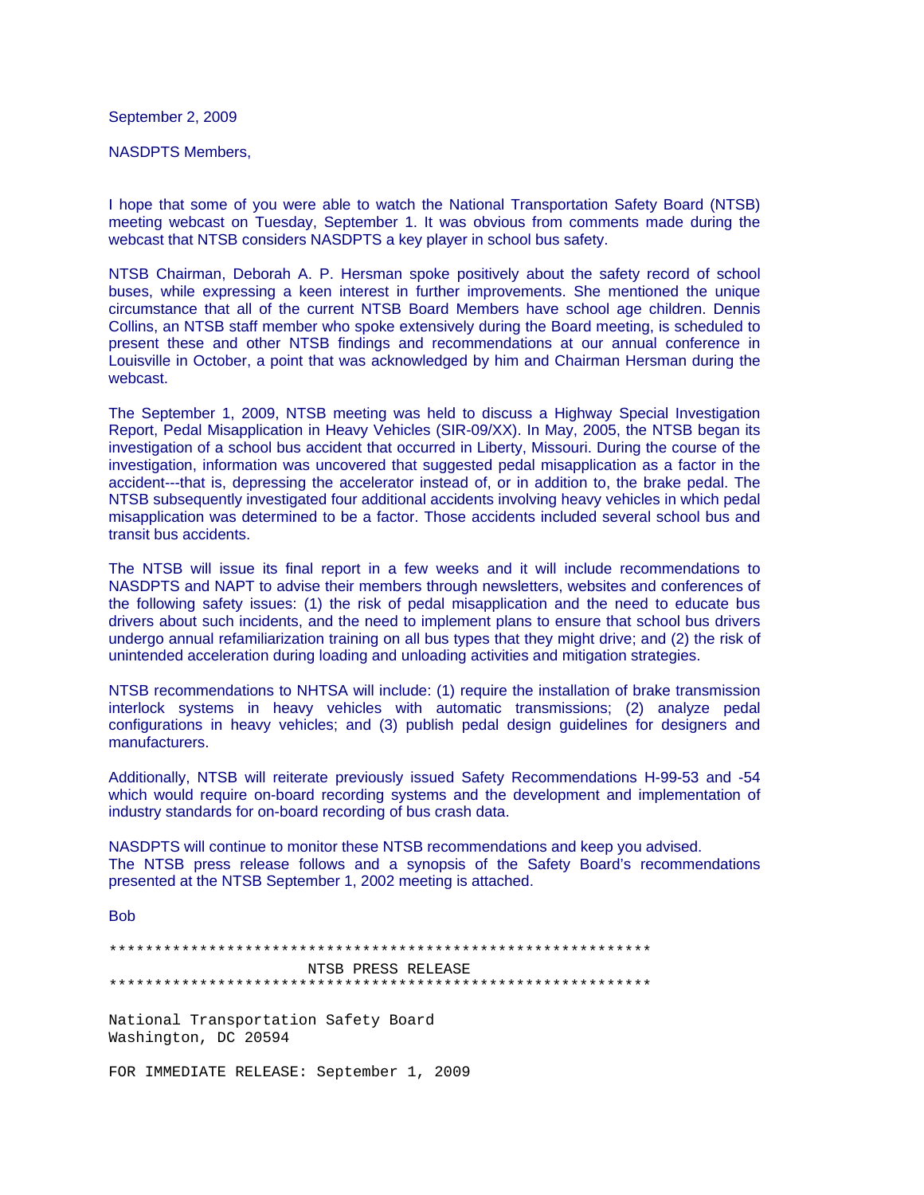September 2, 2009

NASDPTS Members,

I hope that some of you were able to watch the National Transportation Safety Board (NTSB) meeting webcast on Tuesday, September 1. It was obvious from comments made during the webcast that NTSB considers NASDPTS a key player in school bus safety.

NTSB Chairman, Deborah A. P. Hersman spoke positively about the safety record of school buses, while expressing a keen interest in further improvements. She mentioned the unique circumstance that all of the current NTSB Board Members have school age children. Dennis Collins, an NTSB staff member who spoke extensively during the Board meeting, is scheduled to present these and other NTSB findings and recommendations at our annual conference in Louisville in October, a point that was acknowledged by him and Chairman Hersman during the webcast.

The September 1, 2009, NTSB meeting was held to discuss a Highway Special Investigation Report, Pedal Misapplication in Heavy Vehicles (SIR-09/XX). In May, 2005, the NTSB began its investigation of a school bus accident that occurred in Liberty, Missouri. During the course of the investigation, information was uncovered that suggested pedal misapplication as a factor in the accident---that is, depressing the accelerator instead of, or in addition to, the brake pedal. The NTSB subsequently investigated four additional accidents involving heavy vehicles in which pedal misapplication was determined to be a factor. Those accidents included several school bus and transit bus accidents.

The NTSB will issue its final report in a few weeks and it will include recommendations to NASDPTS and NAPT to advise their members through newsletters, websites and conferences of the following safety issues: (1) the risk of pedal misapplication and the need to educate bus drivers about such incidents, and the need to implement plans to ensure that school bus drivers undergo annual refamiliarization training on all bus types that they might drive; and (2) the risk of unintended acceleration during loading and unloading activities and mitigation strategies.

NTSB recommendations to NHTSA will include: (1) require the installation of brake transmission interlock systems in heavy vehicles with automatic transmissions; (2) analyze pedal configurations in heavy vehicles; and (3) publish pedal design guidelines for designers and manufacturers.

Additionally, NTSB will reiterate previously issued Safety Recommendations H-99-53 and -54 which would require on-board recording systems and the development and implementation of industry standards for on-board recording of bus crash data.

NASDPTS will continue to monitor these NTSB recommendations and keep you advised.
The NTSB press release follows and a synopsis of the Safety Board's recommendations presented at the NTSB September 1, 2002 meeting is attached.

Bob

```
**************************************************************
                        NTSB PRESS RELEASE
**************************************************************

National Transportation Safety Board
Washington, DC 20594

FOR IMMEDIATE RELEASE: September 1, 2009
```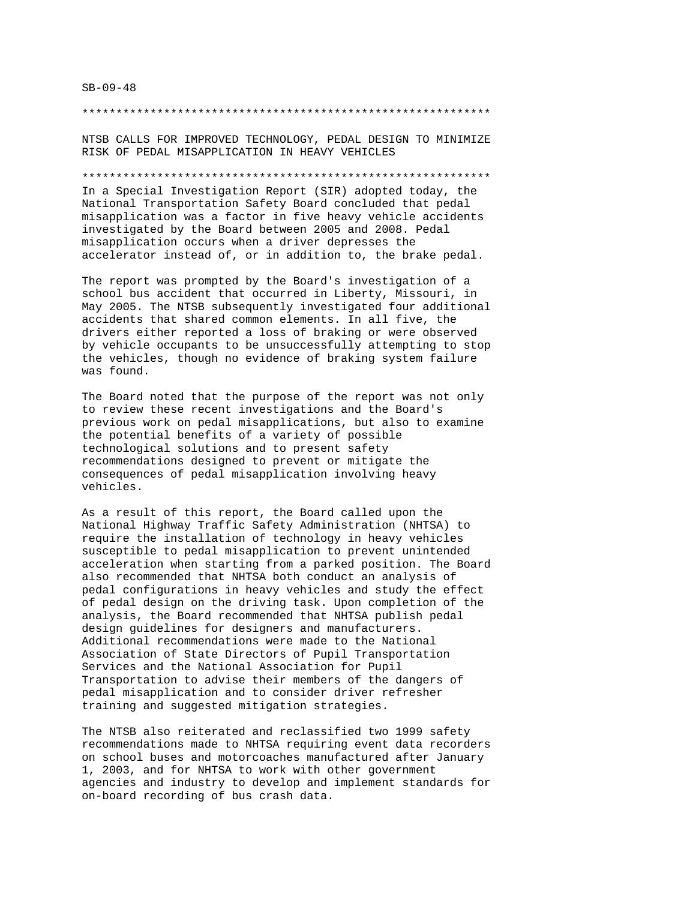SB-09-48

************************************************************

## NTSB CALLS FOR IMPROVED TECHNOLOGY, PEDAL DESIGN TO MINIMIZE RISK OF PEDAL MISAPPLICATION IN HEAVY VEHICLES

************************************************************

In a Special Investigation Report (SIR) adopted today, the National Transportation Safety Board concluded that pedal misapplication was a factor in five heavy vehicle accidents investigated by the Board between 2005 and 2008. Pedal misapplication occurs when a driver depresses the accelerator instead of, or in addition to, the brake pedal.

The report was prompted by the Board's investigation of a school bus accident that occurred in Liberty, Missouri, in May 2005. The NTSB subsequently investigated four additional accidents that shared common elements. In all five, the drivers either reported a loss of braking or were observed by vehicle occupants to be unsuccessfully attempting to stop the vehicles, though no evidence of braking system failure was found.

The Board noted that the purpose of the report was not only to review these recent investigations and the Board's previous work on pedal misapplications, but also to examine the potential benefits of a variety of possible technological solutions and to present safety recommendations designed to prevent or mitigate the consequences of pedal misapplication involving heavy vehicles.

As a result of this report, the Board called upon the National Highway Traffic Safety Administration (NHTSA) to require the installation of technology in heavy vehicles susceptible to pedal misapplication to prevent unintended acceleration when starting from a parked position. The Board also recommended that NHTSA both conduct an analysis of pedal configurations in heavy vehicles and study the effect of pedal design on the driving task. Upon completion of the analysis, the Board recommended that NHTSA publish pedal design guidelines for designers and manufacturers. Additional recommendations were made to the National Association of State Directors of Pupil Transportation Services and the National Association for Pupil Transportation to advise their members of the dangers of pedal misapplication and to consider driver refresher training and suggested mitigation strategies.

The NTSB also reiterated and reclassified two 1999 safety recommendations made to NHTSA requiring event data recorders on school buses and motorcoaches manufactured after January 1, 2003, and for NHTSA to work with other government agencies and industry to develop and implement standards for on-board recording of bus crash data.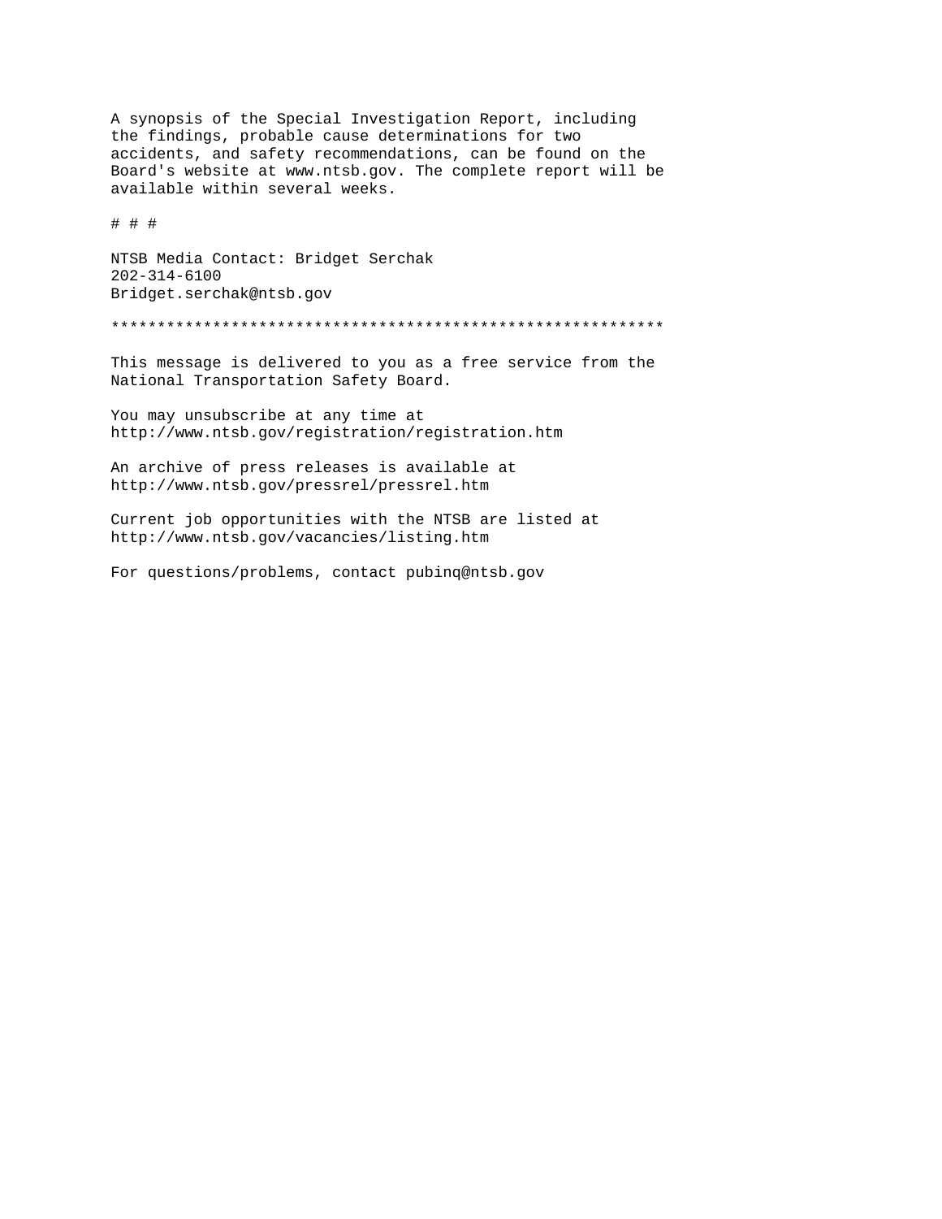A synopsis of the Special Investigation Report, including the findings, probable cause determinations for two accidents, and safety recommendations, can be found on the Board's website at www.ntsb.gov. The complete report will be available within several weeks.

# # #

NTSB Media Contact: Bridget Serchak
202-314-6100
Bridget.serchak@ntsb.gov

************************************************************

This message is delivered to you as a free service from the National Transportation Safety Board.

You may unsubscribe at any time at
http://www.ntsb.gov/registration/registration.htm

An archive of press releases is available at
http://www.ntsb.gov/pressrel/pressrel.htm

Current job opportunities with the NTSB are listed at
http://www.ntsb.gov/vacancies/listing.htm

For questions/problems, contact pubinq@ntsb.gov